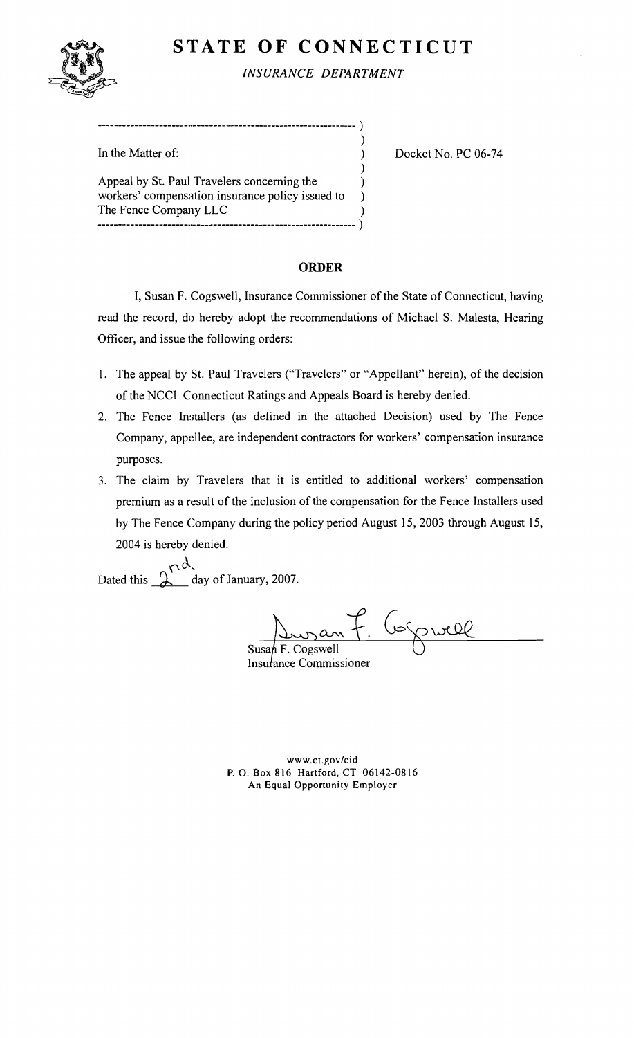# STATE OF CONNECTICUT

*INSURANCE DEPARTMENT*

In the Matter of:

Appeal by St. Paul Travelers concerning the workers' compensation insurance policy issued to The Fence Company LLC

Docket No. PC 06-74

## ORDER

I, Susan F. Cogswell, Insurance Commissioner of the State of Connecticut, having read the record, do hereby adopt the recommendations of Michael S. Malesta, Hearing Officer, and issue the following orders:

1. The appeal by St. Paul Travelers ("Travelers" or "Appellant" herein), of the decision of the NCCI Connecticut Ratings and Appeals Board is hereby denied.
2. The Fence Installers (as defined in the attached Decision) used by The Fence Company, appellee, are independent contractors for workers' compensation insurance purposes.
3. The claim by Travelers that it is entitled to additional workers' compensation premium as a result of the inclusion of the compensation for the Fence Installers used by The Fence Company during the policy period August 15, 2003 through August 15, 2004 is hereby denied.

Dated this 2nd day of January, 2007.

Susan F. Cogswell
Insurance Commissioner

www.ct.gov/cid
P. O. Box 816 Hartford, CT 06142-0816
An Equal Opportunity Employer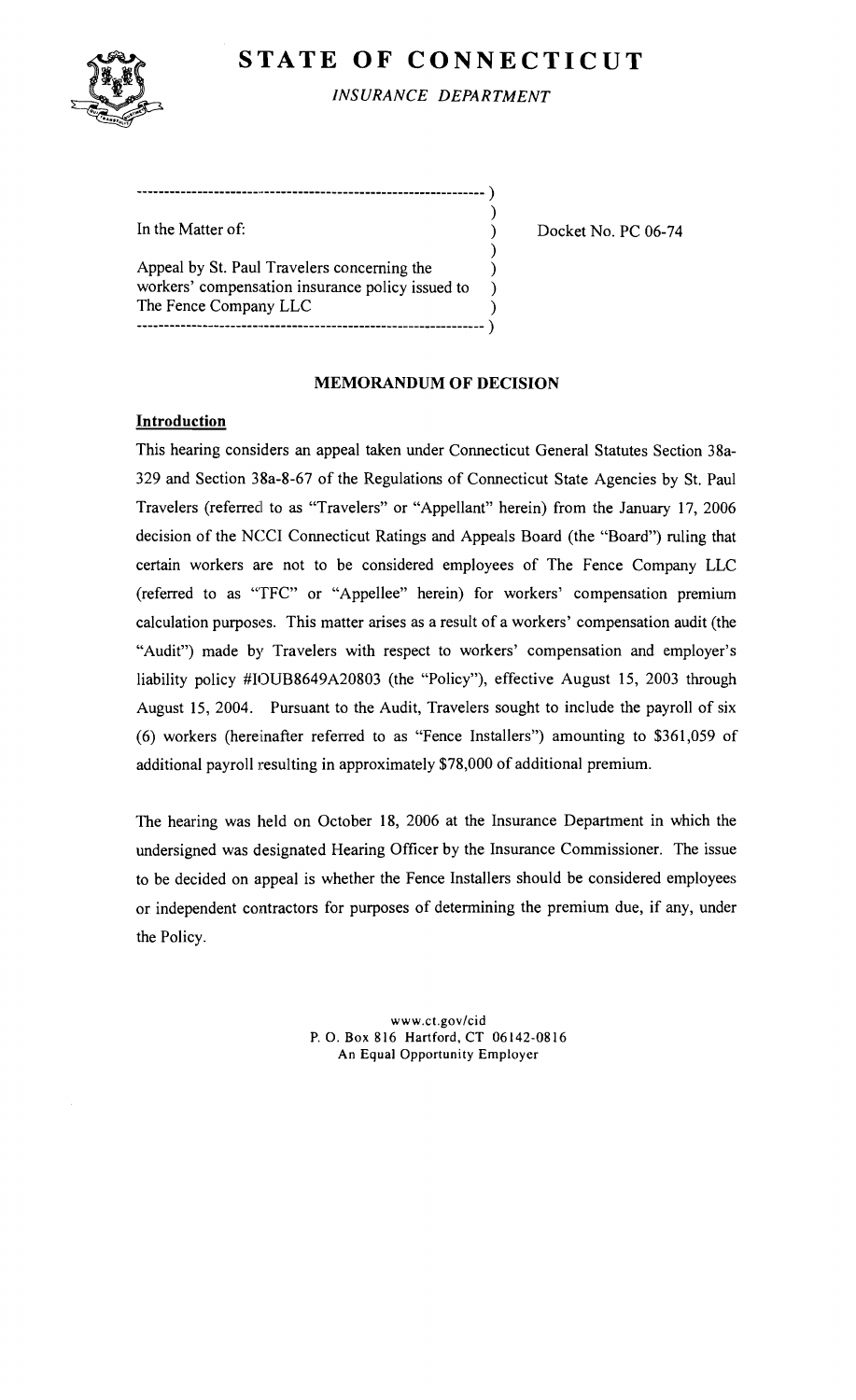# STATE OF CONNECTICUT

*INSURANCE DEPARTMENT*

```
---------------------------------------------------------------- )
                                                                  )
In the Matter of:                                                 )      Docket No. PC 06-74
                                                                  )
Appeal by St. Paul Travelers concerning the                       )
workers' compensation insurance policy issued to                  )
The Fence Company LLC                                             )
---------------------------------------------------------------- )
```

## MEMORANDUM OF DECISION

### Introduction

This hearing considers an appeal taken under Connecticut General Statutes Section 38a-329 and Section 38a-8-67 of the Regulations of Connecticut State Agencies by St. Paul Travelers (referred to as "Travelers" or "Appellant" herein) from the January 17, 2006 decision of the NCCI Connecticut Ratings and Appeals Board (the "Board") ruling that certain workers are not to be considered employees of The Fence Company LLC (referred to as "TFC" or "Appellee" herein) for workers' compensation premium calculation purposes. This matter arises as a result of a workers' compensation audit (the "Audit") made by Travelers with respect to workers' compensation and employer's liability policy #IOUB8649A20803 (the "Policy"), effective August 15, 2003 through August 15, 2004. Pursuant to the Audit, Travelers sought to include the payroll of six (6) workers (hereinafter referred to as "Fence Installers") amounting to $361,059 of additional payroll resulting in approximately $78,000 of additional premium.

The hearing was held on October 18, 2006 at the Insurance Department in which the undersigned was designated Hearing Officer by the Insurance Commissioner. The issue to be decided on appeal is whether the Fence Installers should be considered employees or independent contractors for purposes of determining the premium due, if any, under the Policy.

www.ct.gov/cid
P. O. Box 816 Hartford, CT 06142-0816
An Equal Opportunity Employer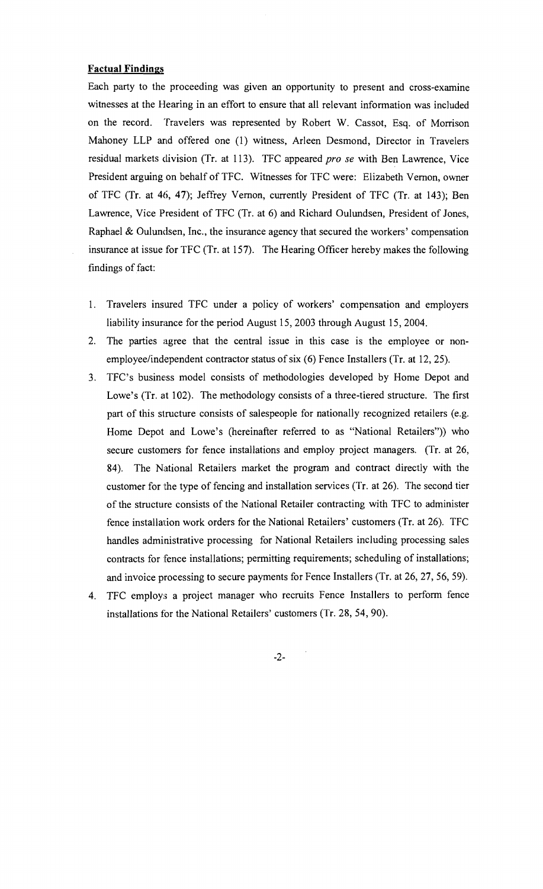**Factual Findings**

Each party to the proceeding was given an opportunity to present and cross-examine witnesses at the Hearing in an effort to ensure that all relevant information was included on the record. Travelers was represented by Robert W. Cassot, Esq. of Morrison Mahoney LLP and offered one (1) witness, Arleen Desmond, Director in Travelers residual markets division (Tr. at 113). TFC appeared *pro se* with Ben Lawrence, Vice President arguing on behalf of TFC. Witnesses for TFC were: Elizabeth Vernon, owner of TFC (Tr. at 46, 47); Jeffrey Vernon, currently President of TFC (Tr. at 143); Ben Lawrence, Vice President of TFC (Tr. at 6) and Richard Oulundsen, President of Jones, Raphael & Oulundsen, Inc., the insurance agency that secured the workers' compensation insurance at issue for TFC (Tr. at 157). The Hearing Officer hereby makes the following findings of fact:

1. Travelers insured TFC under a policy of workers' compensation and employers liability insurance for the period August 15, 2003 through August 15, 2004.
2. The parties agree that the central issue in this case is the employee or non-employee/independent contractor status of six (6) Fence Installers (Tr. at 12, 25).
3. TFC's business model consists of methodologies developed by Home Depot and Lowe's (Tr. at 102). The methodology consists of a three-tiered structure. The first part of this structure consists of salespeople for nationally recognized retailers (e.g. Home Depot and Lowe's (hereinafter referred to as "National Retailers")) who secure customers for fence installations and employ project managers. (Tr. at 26, 84). The National Retailers market the program and contract directly with the customer for the type of fencing and installation services (Tr. at 26). The second tier of the structure consists of the National Retailer contracting with TFC to administer fence installation work orders for the National Retailers' customers (Tr. at 26). TFC handles administrative processing for National Retailers including processing sales contracts for fence installations; permitting requirements; scheduling of installations; and invoice processing to secure payments for Fence Installers (Tr. at 26, 27, 56, 59).
4. TFC employs a project manager who recruits Fence Installers to perform fence installations for the National Retailers' customers (Tr. 28, 54, 90).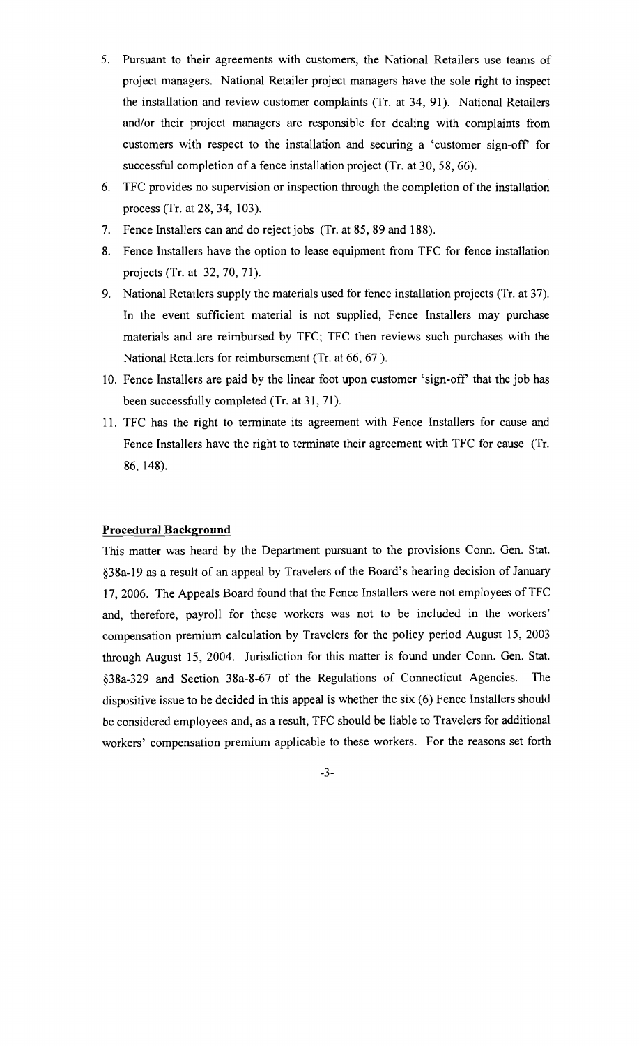5. Pursuant to their agreements with customers, the National Retailers use teams of project managers. National Retailer project managers have the sole right to inspect the installation and review customer complaints (Tr. at 34, 91). National Retailers and/or their project managers are responsible for dealing with complaints from customers with respect to the installation and securing a 'customer sign-off' for successful completion of a fence installation project (Tr. at 30, 58, 66).
6. TFC provides no supervision or inspection through the completion of the installation process (Tr. at 28, 34, 103).
7. Fence Installers can and do reject jobs (Tr. at 85, 89 and 188).
8. Fence Installers have the option to lease equipment from TFC for fence installation projects (Tr. at 32, 70, 71).
9. National Retailers supply the materials used for fence installation projects (Tr. at 37). In the event sufficient material is not supplied, Fence Installers may purchase materials and are reimbursed by TFC; TFC then reviews such purchases with the National Retailers for reimbursement (Tr. at 66, 67 ).
10. Fence Installers are paid by the linear foot upon customer 'sign-off' that the job has been successfully completed (Tr. at 31, 71).
11. TFC has the right to terminate its agreement with Fence Installers for cause and Fence Installers have the right to terminate their agreement with TFC for cause (Tr. 86, 148).

**Procedural Background**

This matter was heard by the Department pursuant to the provisions Conn. Gen. Stat. §38a-19 as a result of an appeal by Travelers of the Board's hearing decision of January 17, 2006. The Appeals Board found that the Fence Installers were not employees of TFC and, therefore, payroll for these workers was not to be included in the workers' compensation premium calculation by Travelers for the policy period August 15, 2003 through August 15, 2004. Jurisdiction for this matter is found under Conn. Gen. Stat. §38a-329 and Section 38a-8-67 of the Regulations of Connecticut Agencies. The dispositive issue to be decided in this appeal is whether the six (6) Fence Installers should be considered employees and, as a result, TFC should be liable to Travelers for additional workers' compensation premium applicable to these workers. For the reasons set forth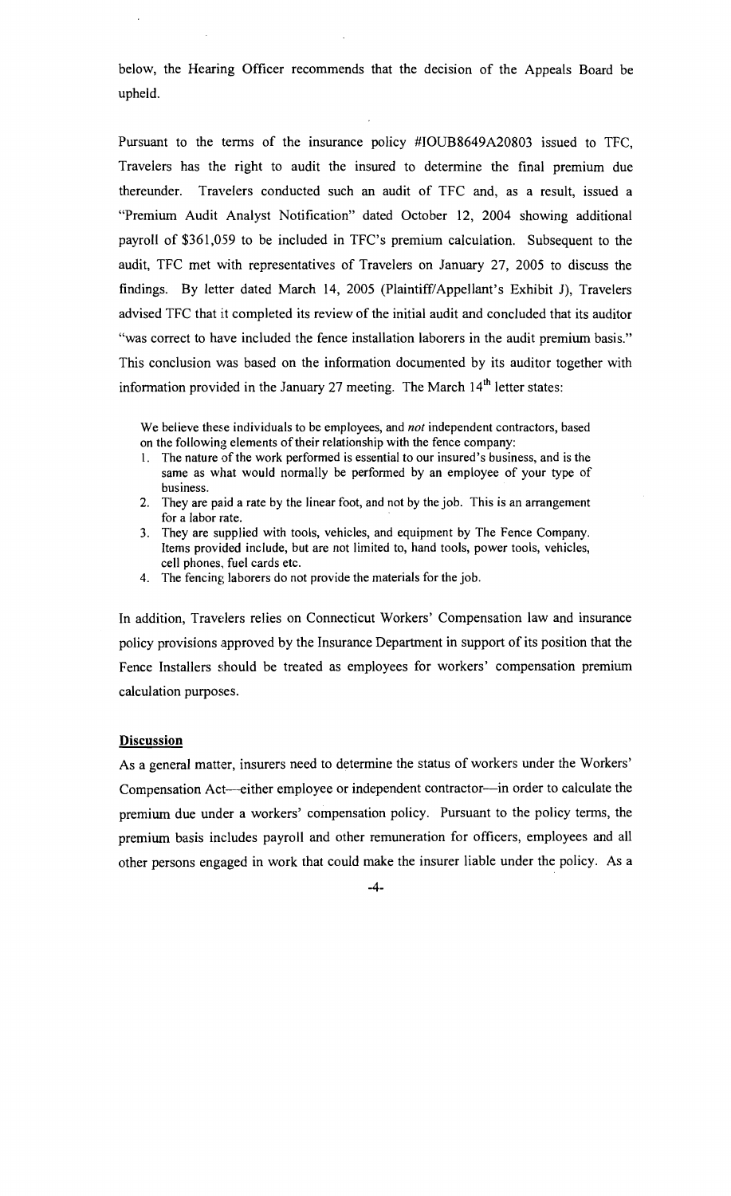below, the Hearing Officer recommends that the decision of the Appeals Board be upheld.

Pursuant to the terms of the insurance policy #IOUB8649A20803 issued to TFC, Travelers has the right to audit the insured to determine the final premium due thereunder. Travelers conducted such an audit of TFC and, as a result, issued a "Premium Audit Analyst Notification" dated October 12, 2004 showing additional payroll of $361,059 to be included in TFC's premium calculation. Subsequent to the audit, TFC met with representatives of Travelers on January 27, 2005 to discuss the findings. By letter dated March 14, 2005 (Plaintiff/Appellant's Exhibit J), Travelers advised TFC that it completed its review of the initial audit and concluded that its auditor "was correct to have included the fence installation laborers in the audit premium basis." This conclusion was based on the information documented by its auditor together with information provided in the January 27 meeting. The March 14th letter states:

> We believe these individuals to be employees, and *not* independent contractors, based on the following elements of their relationship with the fence company:
>
> 1. The nature of the work performed is essential to our insured's business, and is the same as what would normally be performed by an employee of your type of business.
> 2. They are paid a rate by the linear foot, and not by the job. This is an arrangement for a labor rate.
> 3. They are supplied with tools, vehicles, and equipment by The Fence Company. Items provided include, but are not limited to, hand tools, power tools, vehicles, cell phones, fuel cards etc.
> 4. The fencing laborers do not provide the materials for the job.

In addition, Travelers relies on Connecticut Workers' Compensation law and insurance policy provisions approved by the Insurance Department in support of its position that the Fence Installers should be treated as employees for workers' compensation premium calculation purposes.

**Discussion**

As a general matter, insurers need to determine the status of workers under the Workers' Compensation Act—either employee or independent contractor—in order to calculate the premium due under a workers' compensation policy. Pursuant to the policy terms, the premium basis includes payroll and other remuneration for officers, employees and all other persons engaged in work that could make the insurer liable under the policy. As a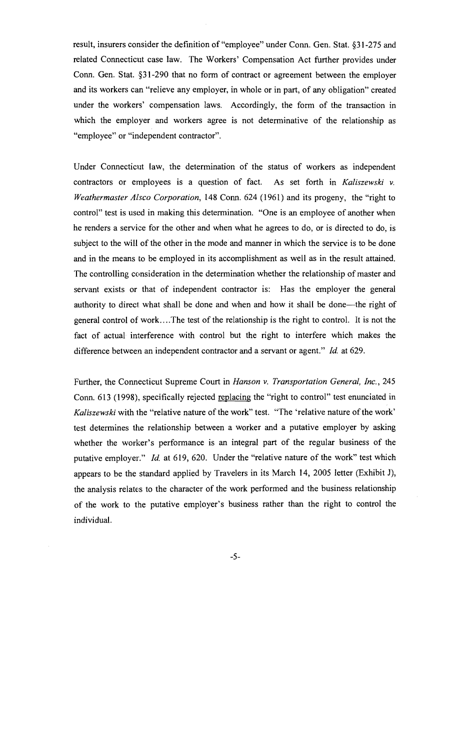result, insurers consider the definition of "employee" under Conn. Gen. Stat. §31-275 and related Connecticut case law. The Workers' Compensation Act further provides under Conn. Gen. Stat. §31-290 that no form of contract or agreement between the employer and its workers can "relieve any employer, in whole or in part, of any obligation" created under the workers' compensation laws. Accordingly, the form of the transaction in which the employer and workers agree is not determinative of the relationship as "employee" or "independent contractor".

Under Connecticut law, the determination of the status of workers as independent contractors or employees is a question of fact. As set forth in *Kaliszewski v. Weathermaster Alsco Corporation*, 148 Conn. 624 (1961) and its progeny, the "right to control" test is used in making this determination. "One is an employee of another when he renders a service for the other and when what he agrees to do, or is directed to do, is subject to the will of the other in the mode and manner in which the service is to be done and in the means to be employed in its accomplishment as well as in the result attained. The controlling consideration in the determination whether the relationship of master and servant exists or that of independent contractor is: Has the employer the general authority to direct what shall be done and when and how it shall be done—the right of general control of work....The test of the relationship is the right to control. It is not the fact of actual interference with control but the right to interfere which makes the difference between an independent contractor and a servant or agent." *Id.* at 629.

Further, the Connecticut Supreme Court in *Hanson v. Transportation General, Inc.*, 245 Conn. 613 (1998), specifically rejected <u>replacing</u> the "right to control" test enunciated in *Kaliszewski* with the "relative nature of the work" test. "The 'relative nature of the work' test determines the relationship between a worker and a putative employer by asking whether the worker's performance is an integral part of the regular business of the putative employer." *Id.* at 619, 620. Under the "relative nature of the work" test which appears to be the standard applied by Travelers in its March 14, 2005 letter (Exhibit J), the analysis relates to the character of the work performed and the business relationship of the work to the putative employer's business rather than the right to control the individual.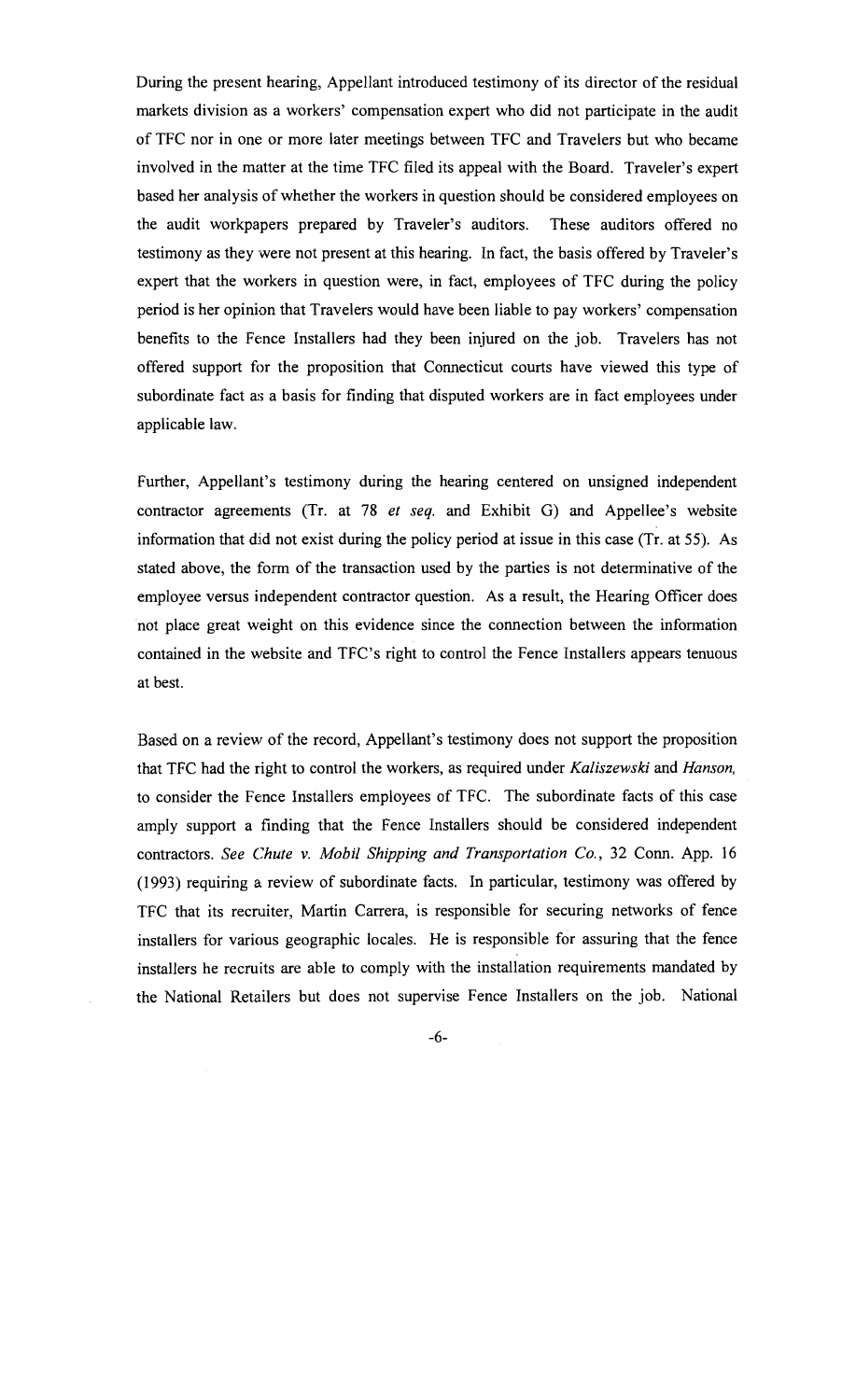During the present hearing, Appellant introduced testimony of its director of the residual markets division as a workers' compensation expert who did not participate in the audit of TFC nor in one or more later meetings between TFC and Travelers but who became involved in the matter at the time TFC filed its appeal with the Board. Traveler's expert based her analysis of whether the workers in question should be considered employees on the audit workpapers prepared by Traveler's auditors. These auditors offered no testimony as they were not present at this hearing. In fact, the basis offered by Traveler's expert that the workers in question were, in fact, employees of TFC during the policy period is her opinion that Travelers would have been liable to pay workers' compensation benefits to the Fence Installers had they been injured on the job. Travelers has not offered support for the proposition that Connecticut courts have viewed this type of subordinate fact as a basis for finding that disputed workers are in fact employees under applicable law.

Further, Appellant's testimony during the hearing centered on unsigned independent contractor agreements (Tr. at 78 *et seq.* and Exhibit G) and Appellee's website information that did not exist during the policy period at issue in this case (Tr. at 55). As stated above, the form of the transaction used by the parties is not determinative of the employee versus independent contractor question. As a result, the Hearing Officer does not place great weight on this evidence since the connection between the information contained in the website and TFC's right to control the Fence Installers appears tenuous at best.

Based on a review of the record, Appellant's testimony does not support the proposition that TFC had the right to control the workers, as required under *Kaliszewski* and *Hanson,* to consider the Fence Installers employees of TFC. The subordinate facts of this case amply support a finding that the Fence Installers should be considered independent contractors. *See Chute v. Mobil Shipping and Transportation Co.*, 32 Conn. App. 16 (1993) requiring a review of subordinate facts. In particular, testimony was offered by TFC that its recruiter, Martin Carrera, is responsible for securing networks of fence installers for various geographic locales. He is responsible for assuring that the fence installers he recruits are able to comply with the installation requirements mandated by the National Retailers but does not supervise Fence Installers on the job. National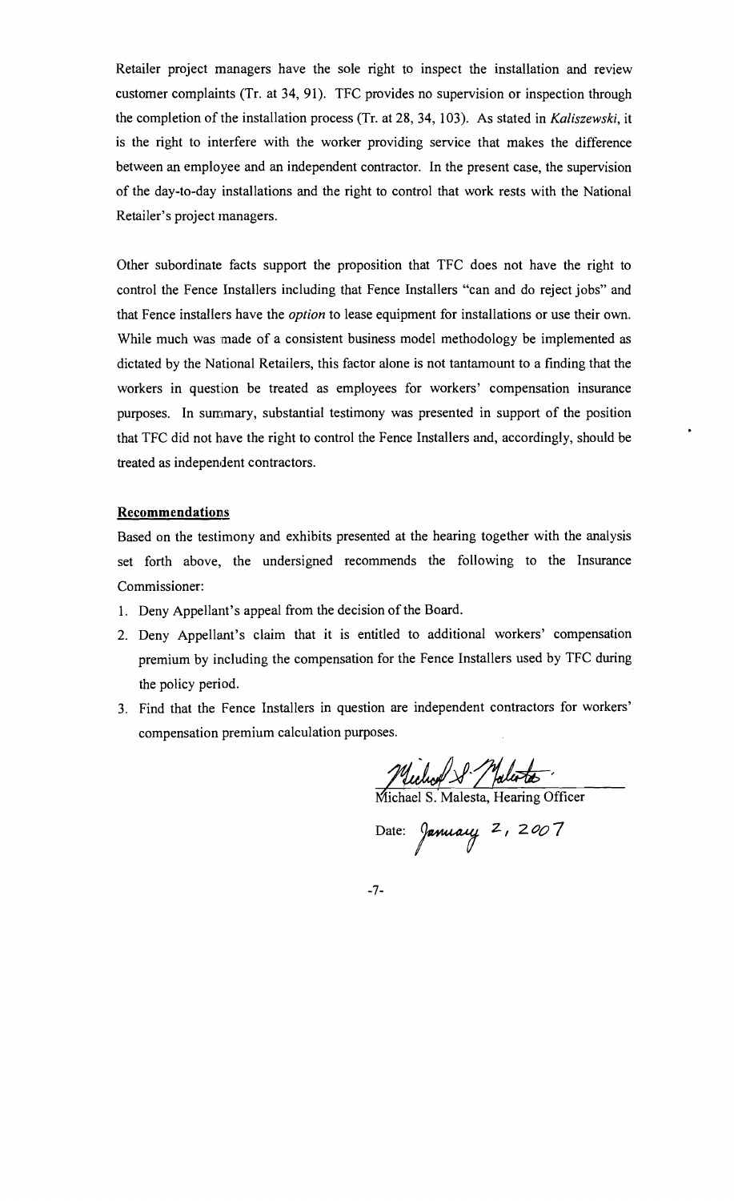Retailer project managers have the sole right to inspect the installation and review customer complaints (Tr. at 34, 91). TFC provides no supervision or inspection through the completion of the installation process (Tr. at 28, 34, 103). As stated in *Kaliszewski*, it is the right to interfere with the worker providing service that makes the difference between an employee and an independent contractor. In the present case, the supervision of the day-to-day installations and the right to control that work rests with the National Retailer's project managers.

Other subordinate facts support the proposition that TFC does not have the right to control the Fence Installers including that Fence Installers "can and do reject jobs" and that Fence installers have the *option* to lease equipment for installations or use their own. While much was made of a consistent business model methodology be implemented as dictated by the National Retailers, this factor alone is not tantamount to a finding that the workers in question be treated as employees for workers' compensation insurance purposes. In summary, substantial testimony was presented in support of the position that TFC did not have the right to control the Fence Installers and, accordingly, should be treated as independent contractors.

**Recommendations**

Based on the testimony and exhibits presented at the hearing together with the analysis set forth above, the undersigned recommends the following to the Insurance Commissioner:

1. Deny Appellant's appeal from the decision of the Board.
2. Deny Appellant's claim that it is entitled to additional workers' compensation premium by including the compensation for the Fence Installers used by TFC during the policy period.
3. Find that the Fence Installers in question are independent contractors for workers' compensation premium calculation purposes.

Michael S. Malesta

Michael S. Malesta, Hearing Officer

Date: January 2, 2007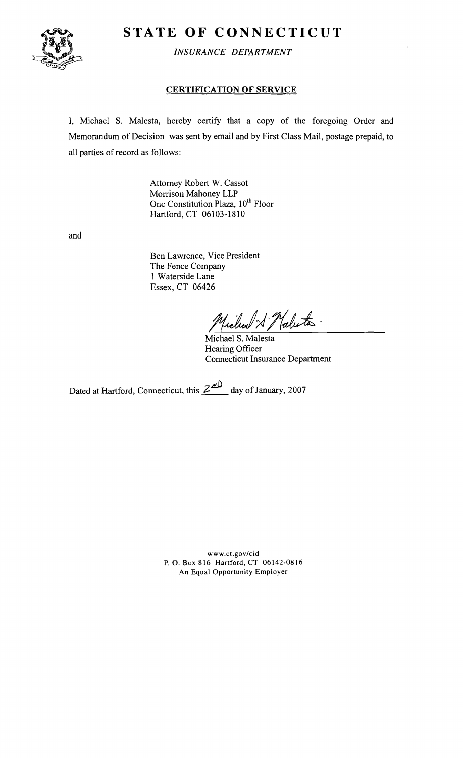# STATE OF CONNECTICUT

*INSURANCE DEPARTMENT*

## CERTIFICATION OF SERVICE

I, Michael S. Malesta, hereby certify that a copy of the foregoing Order and Memorandum of Decision was sent by email and by First Class Mail, postage prepaid, to all parties of record as follows:

Attorney Robert W. Cassot
Morrison Mahoney LLP
One Constitution Plaza, 10th Floor
Hartford, CT 06103-1810

and

Ben Lawrence, Vice President
The Fence Company
1 Waterside Lane
Essex, CT 06426

Michael S. Malesta
Hearing Officer
Connecticut Insurance Department

Dated at Hartford, Connecticut, this 2nd day of January, 2007

www.ct.gov/cid
P. O. Box 816 Hartford, CT 06142-0816
An Equal Opportunity Employer